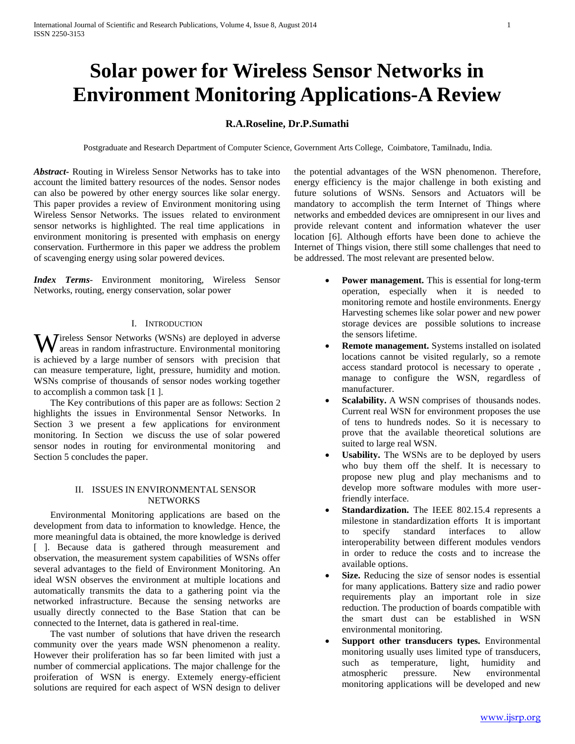# Solar power for Wireless Sensor Networks in Environment Monitoring Applications-A Review

**R.A.Roseline, Dr.P.Sumathi**

Postgraduate and Research Department of Computer Science, Government Arts College, Coimbatore, Tamilnadu, India.

***Abstract-*** Routing in Wireless Sensor Networks has to take into account the limited battery resources of the nodes. Sensor nodes can also be powered by other energy sources like solar energy. This paper provides a review of Environment monitoring using Wireless Sensor Networks. The issues related to environment sensor networks is highlighted. The real time applications in environment monitoring is presented with emphasis on energy conservation. Furthermore in this paper we address the problem of scavenging energy using solar powered devices.

***Index Terms-*** Environment monitoring, Wireless Sensor Networks, routing, energy conservation, solar power

## I. Introduction

Wireless Sensor Networks (WSNs) are deployed in adverse areas in random infrastructure. Environmental monitoring is achieved by a large number of sensors with precision that can measure temperature, light, pressure, humidity and motion. WSNs comprise of thousands of sensor nodes working together to accomplish a common task [1 ].

The Key contributions of this paper are as follows: Section 2 highlights the issues in Environmental Sensor Networks. In Section 3 we present a few applications for environment monitoring. In Section we discuss the use of solar powered sensor nodes in routing for environmental monitoring and Section 5 concludes the paper.

## II. Issues in Environmental Sensor Networks

Environmental Monitoring applications are based on the development from data to information to knowledge. Hence, the more meaningful data is obtained, the more knowledge is derived [ ]. Because data is gathered through measurement and observation, the measurement system capabilities of WSNs offer several advantages to the field of Environment Monitoring. An ideal WSN observes the environment at multiple locations and automatically transmits the data to a gathering point via the networked infrastructure. Because the sensing networks are usually directly connected to the Base Station that can be connected to the Internet, data is gathered in real-time.

The vast number of solutions that have driven the research community over the years made WSN phenomenon a reality. However their proliferation has so far been limited with just a number of commercial applications. The major challenge for the proiferation of WSN is energy. Extemely energy-efficient solutions are required for each aspect of WSN design to deliver the potential advantages of the WSN phenomenon. Therefore, energy efficiency is the major challenge in both existing and future solutions of WSNs. Sensors and Actuators will be mandatory to accomplish the term Internet of Things where networks and embedded devices are omnipresent in our lives and provide relevant content and information whatever the user location [6]. Although efforts have been done to achieve the Internet of Things vision, there still some challenges that need to be addressed. The most relevant are presented below.

- **Power management.** This is essential for long-term operation, especially when it is needed to monitoring remote and hostile environments. Energy Harvesting schemes like solar power and new power storage devices are possible solutions to increase the sensors lifetime.
- **Remote management.** Systems installed on isolated locations cannot be visited regularly, so a remote access standard protocol is necessary to operate , manage to configure the WSN, regardless of manufacturer.
- **Scalability.** A WSN comprises of thousands nodes. Current real WSN for environment proposes the use of tens to hundreds nodes. So it is necessary to prove that the available theoretical solutions are suited to large real WSN.
- **Usability.** The WSNs are to be deployed by users who buy them off the shelf. It is necessary to propose new plug and play mechanisms and to develop more software modules with more user-friendly interface.
- **Standardization.** The IEEE 802.15.4 represents a milestone in standardization efforts It is important to specify standard interfaces to allow interoperability between different modules vendors in order to reduce the costs and to increase the available options.
- **Size.** Reducing the size of sensor nodes is essential for many applications. Battery size and radio power requirements play an important role in size reduction. The production of boards compatible with the smart dust can be established in WSN environmental monitoring.
- **Support other transducers types.** Environmental monitoring usually uses limited type of transducers, such as temperature, light, humidity and atmospheric pressure. New environmental monitoring applications will be developed and new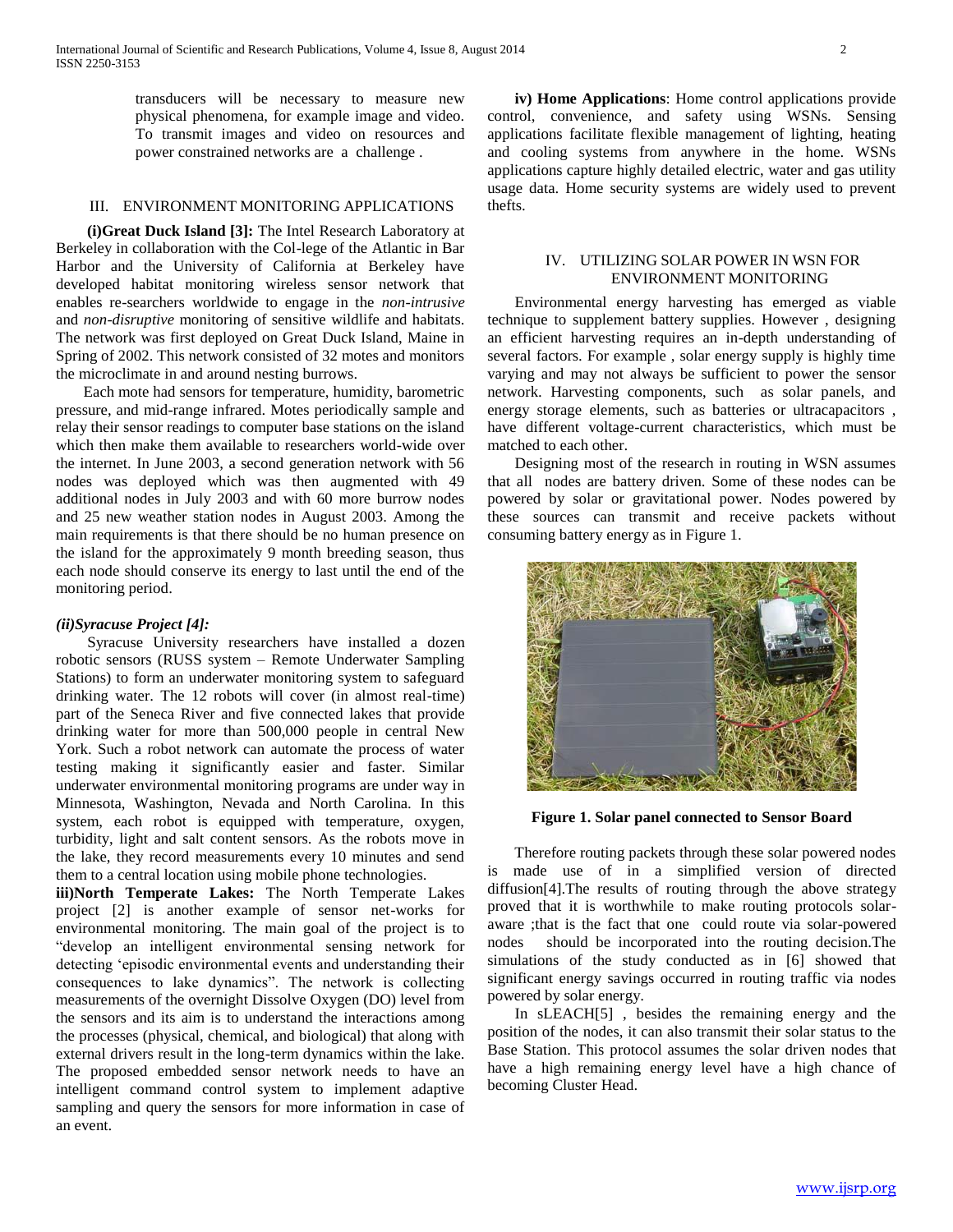transducers will be necessary to measure new physical phenomena, for example image and video. To transmit images and video on resources and power constrained networks are a challenge .

## III. ENVIRONMENT MONITORING APPLICATIONS

**(i)Great Duck Island [3]:** The Intel Research Laboratory at Berkeley in collaboration with the Col-lege of the Atlantic in Bar Harbor and the University of California at Berkeley have developed habitat monitoring wireless sensor network that enables re-searchers worldwide to engage in the *non-intrusive* and *non-disruptive* monitoring of sensitive wildlife and habitats. The network was first deployed on Great Duck Island, Maine in Spring of 2002. This network consisted of 32 motes and monitors the microclimate in and around nesting burrows.

Each mote had sensors for temperature, humidity, barometric pressure, and mid-range infrared. Motes periodically sample and relay their sensor readings to computer base stations on the island which then make them available to researchers world-wide over the internet. In June 2003, a second generation network with 56 nodes was deployed which was then augmented with 49 additional nodes in July 2003 and with 60 more burrow nodes and 25 new weather station nodes in August 2003. Among the main requirements is that there should be no human presence on the island for the approximately 9 month breeding season, thus each node should conserve its energy to last until the end of the monitoring period.

***(ii)Syracuse Project [4]:***

Syracuse University researchers have installed a dozen robotic sensors (RUSS system – Remote Underwater Sampling Stations) to form an underwater monitoring system to safeguard drinking water. The 12 robots will cover (in almost real-time) part of the Seneca River and five connected lakes that provide drinking water for more than 500,000 people in central New York. Such a robot network can automate the process of water testing making it significantly easier and faster. Similar underwater environmental monitoring programs are under way in Minnesota, Washington, Nevada and North Carolina. In this system, each robot is equipped with temperature, oxygen, turbidity, light and salt content sensors. As the robots move in the lake, they record measurements every 10 minutes and send them to a central location using mobile phone technologies.

**iii)North Temperate Lakes:** The North Temperate Lakes project [2] is another example of sensor net-works for environmental monitoring. The main goal of the project is to "develop an intelligent environmental sensing network for detecting 'episodic environmental events and understanding their consequences to lake dynamics". The network is collecting measurements of the overnight Dissolve Oxygen (DO) level from the sensors and its aim is to understand the interactions among the processes (physical, chemical, and biological) that along with external drivers result in the long-term dynamics within the lake. The proposed embedded sensor network needs to have an intelligent command control system to implement adaptive sampling and query the sensors for more information in case of an event.

**iv) Home Applications**: Home control applications provide control, convenience, and safety using WSNs. Sensing applications facilitate flexible management of lighting, heating and cooling systems from anywhere in the home. WSNs applications capture highly detailed electric, water and gas utility usage data. Home security systems are widely used to prevent thefts.

## IV. UTILIZING SOLAR POWER IN WSN FOR ENVIRONMENT MONITORING

Environmental energy harvesting has emerged as viable technique to supplement battery supplies. However , designing an efficient harvesting requires an in-depth understanding of several factors. For example , solar energy supply is highly time varying and may not always be sufficient to power the sensor network. Harvesting components, such as solar panels, and energy storage elements, such as batteries or ultracapacitors , have different voltage-current characteristics, which must be matched to each other.

Designing most of the research in routing in WSN assumes that all nodes are battery driven. Some of these nodes can be powered by solar or gravitational power. Nodes powered by these sources can transmit and receive packets without consuming battery energy as in Figure 1.

**Figure 1. Solar panel connected to Sensor Board**

Therefore routing packets through these solar powered nodes is made use of in a simplified version of directed diffusion[4].The results of routing through the above strategy proved that it is worthwhile to make routing protocols solar-aware ;that is the fact that one could route via solar-powered nodes should be incorporated into the routing decision.The simulations of the study conducted as in [6] showed that significant energy savings occurred in routing traffic via nodes powered by solar energy.

In sLEACH[5] , besides the remaining energy and the position of the nodes, it can also transmit their solar status to the Base Station. This protocol assumes the solar driven nodes that have a high remaining energy level have a high chance of becoming Cluster Head.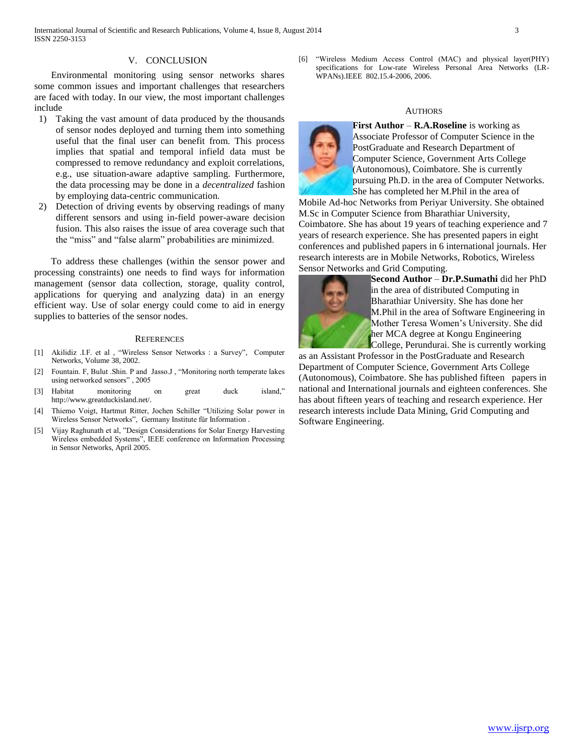## V. CONCLUSION

Environmental monitoring using sensor networks shares some common issues and important challenges that researchers are faced with today. In our view, the most important challenges include

1) Taking the vast amount of data produced by the thousands of sensor nodes deployed and turning them into something useful that the final user can benefit from. This process implies that spatial and temporal infield data must be compressed to remove redundancy and exploit correlations, e.g., use situation-aware adaptive sampling. Furthermore, the data processing may be done in a *decentralized* fashion by employing data-centric communication.
2) Detection of driving events by observing readings of many different sensors and using in-field power-aware decision fusion. This also raises the issue of area coverage such that the "miss" and "false alarm" probabilities are minimized.

To address these challenges (within the sensor power and processing constraints) one needs to find ways for information management (sensor data collection, storage, quality control, applications for querying and analyzing data) in an energy efficient way. Use of solar energy could come to aid in energy supplies to batteries of the sensor nodes.

## REFERENCES

[1] Akilidiz .I.F. et al , "Wireless Sensor Networks : a Survey", Computer Networks, Volume 38, 2002.

[2] Fountain. F, Bulut .Shin. P and Jasso.J , "Monitoring north temperate lakes using networked sensors" , 2005

[3] Habitat monitoring on great duck island," http://www.greatduckisland.net/.

[4] Thiemo Voigt, Hartmut Ritter, Jochen Schiller "Utilizing Solar power in Wireless Sensor Networks", Germany Institute für Information .

[5] Vijay Raghunath et al, "Design Considerations for Solar Energy Harvesting Wireless embedded Systems", IEEE conference on Information Processing in Sensor Networks, April 2005.

[6] "Wireless Medium Access Control (MAC) and physical layer(PHY) specifications for Low-rate Wireless Personal Area Networks (LR-WPANs).IEEE 802.15.4-2006, 2006.

## AUTHORS

**First Author** – **R.A.Roseline** is working as Associate Professor of Computer Science in the PostGraduate and Research Department of Computer Science, Government Arts College (Autonomous), Coimbatore. She is currently pursuing Ph.D. in the area of Computer Networks. She has completed her M.Phil in the area of Mobile Ad-hoc Networks from Periyar University. She obtained M.Sc in Computer Science from Bharathiar University, Coimbatore. She has about 19 years of teaching experience and 7 years of research experience. She has presented papers in eight conferences and published papers in 6 international journals. Her research interests are in Mobile Networks, Robotics, Wireless Sensor Networks and Grid Computing.

**Second Author** – **Dr.P.Sumathi** did her PhD in the area of distributed Computing in Bharathiar University. She has done her M.Phil in the area of Software Engineering in Mother Teresa Women's University. She did her MCA degree at Kongu Engineering College, Perundurai. She is currently working as an Assistant Professor in the PostGraduate and Research Department of Computer Science, Government Arts College (Autonomous), Coimbatore. She has published fifteen papers in national and International journals and eighteen conferences. She has about fifteen years of teaching and research experience. Her research interests include Data Mining, Grid Computing and Software Engineering.